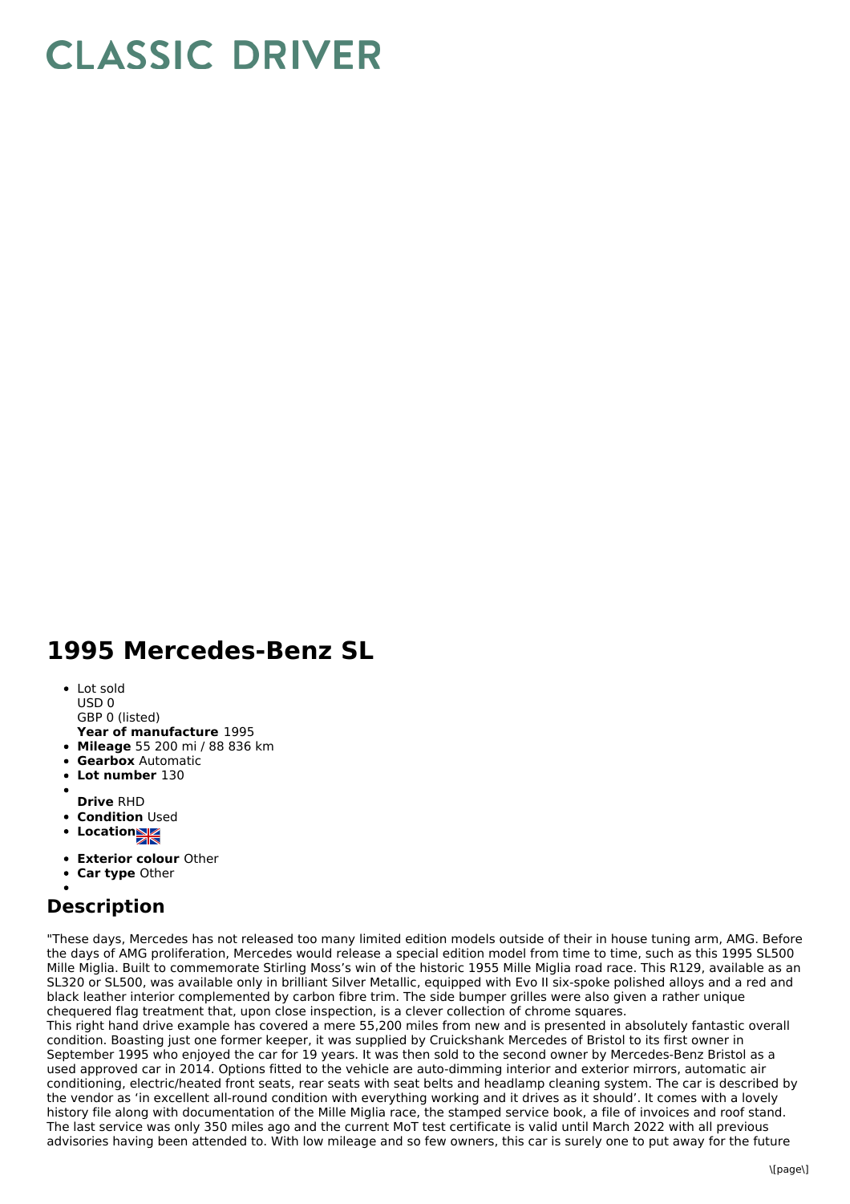# CLASSIC DRIVER

# 1995 Mercedes-Benz SL

- Lot sold
  USD 0
  GBP 0 (listed)
  **Year of manufacture** 1995
- **Mileage** 55 200 mi / 88 836 km
- **Gearbox** Automatic
- **Lot number** 130
- **Drive** RHD
- **Condition** Used
- **Location**
- **Exterior colour** Other
- **Car type** Other

## Description

"These days, Mercedes has not released too many limited edition models outside of their in house tuning arm, AMG. Before the days of AMG proliferation, Mercedes would release a special edition model from time to time, such as this 1995 SL500 Mille Miglia. Built to commemorate Stirling Moss's win of the historic 1955 Mille Miglia road race. This R129, available as an SL320 or SL500, was available only in brilliant Silver Metallic, equipped with Evo II six-spoke polished alloys and a red and black leather interior complemented by carbon fibre trim. The side bumper grilles were also given a rather unique chequered flag treatment that, upon close inspection, is a clever collection of chrome squares.
This right hand drive example has covered a mere 55,200 miles from new and is presented in absolutely fantastic overall condition. Boasting just one former keeper, it was supplied by Cruickshank Mercedes of Bristol to its first owner in September 1995 who enjoyed the car for 19 years. It was then sold to the second owner by Mercedes-Benz Bristol as a used approved car in 2014. Options fitted to the vehicle are auto-dimming interior and exterior mirrors, automatic air conditioning, electric/heated front seats, rear seats with seat belts and headlamp cleaning system. The car is described by the vendor as 'in excellent all-round condition with everything working and it drives as it should'. It comes with a lovely history file along with documentation of the Mille Miglia race, the stamped service book, a file of invoices and roof stand. The last service was only 350 miles ago and the current MoT test certificate is valid until March 2022 with all previous advisories having been attended to. With low mileage and so few owners, this car is surely one to put away for the future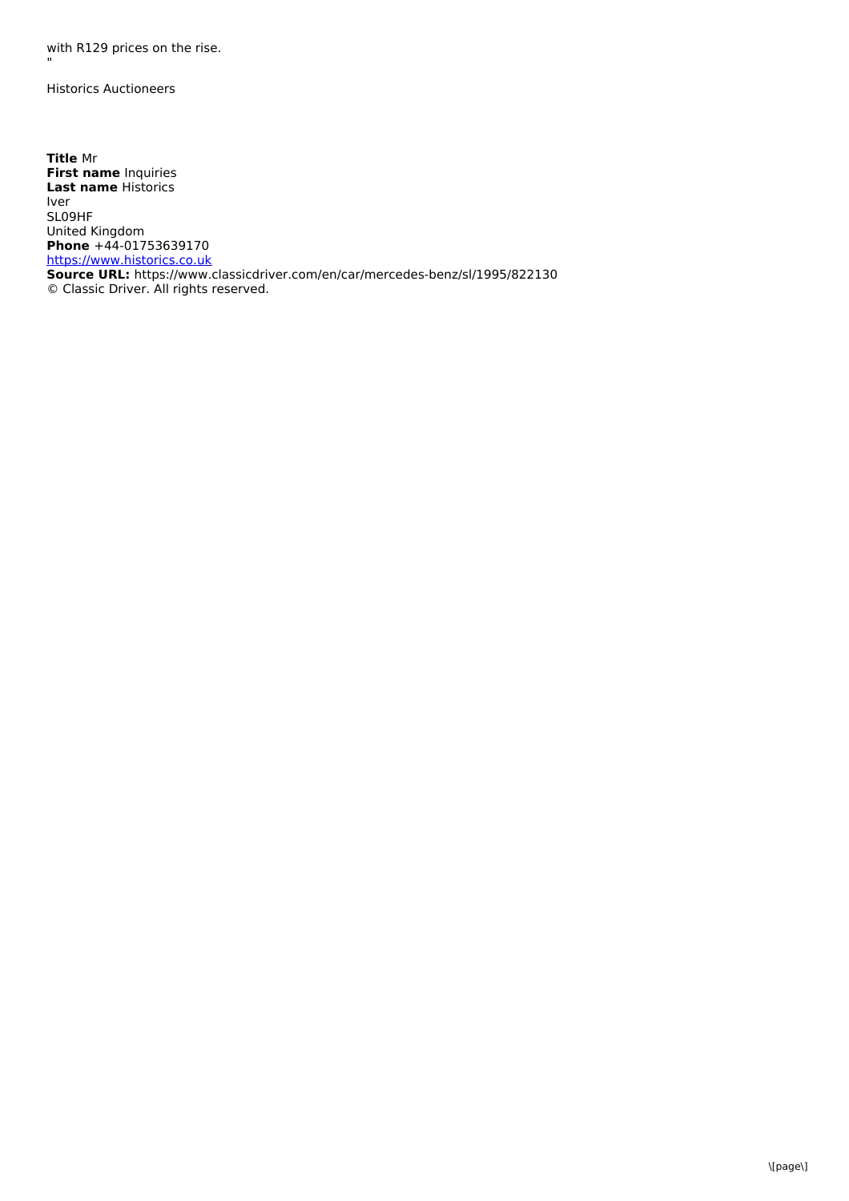with R129 prices on the rise.
"

Historics Auctioneers

**Title** Mr
**First name** Inquiries
**Last name** Historics
Iver
SL09HF
United Kingdom
**Phone** +44-01753639170
https://www.historics.co.uk
**Source URL:** https://www.classicdriver.com/en/car/mercedes-benz/sl/1995/822130
© Classic Driver. All rights reserved.